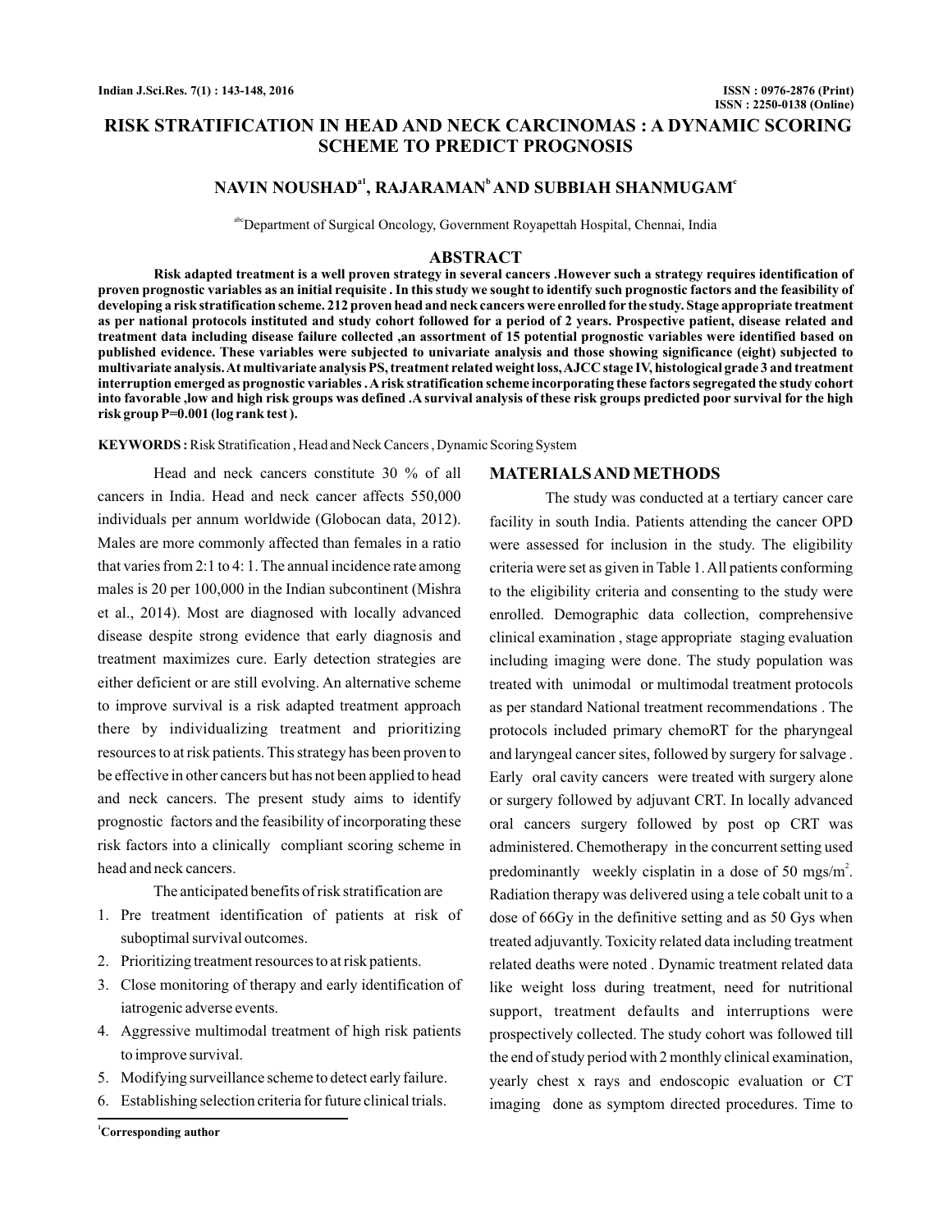# RISK STRATIFICATION IN HEAD AND NECK CARCINOMAS : A DYNAMIC SCORING SCHEME TO PREDICT PROGNOSIS

**NAVIN NOUSHAD[a1], RAJARAMAN[b] AND SUBBIAH SHANMUGAM[c]**

[abc]Department of Surgical Oncology, Government Royapettah Hospital, Chennai, India

## ABSTRACT

**Risk adapted treatment is a well proven strategy in several cancers .However such a strategy requires identification of proven prognostic variables as an initial requisite . In this study we sought to identify such prognostic factors and the feasibility of developing a risk stratification scheme. 212 proven head and neck cancers were enrolled for the study. Stage appropriate treatment as per national protocols instituted and study cohort followed for a period of 2 years. Prospective patient, disease related and treatment data including disease failure collected ,an assortment of 15 potential prognostic variables were identified based on published evidence. These variables were subjected to univariate analysis and those showing significance (eight) subjected to multivariate analysis. At multivariate analysis PS, treatment related weight loss, AJCC stage IV, histological grade 3 and treatment interruption emerged as prognostic variables . A risk stratification scheme incorporating these factors segregated the study cohort into favorable ,low and high risk groups was defined . A survival analysis of these risk groups predicted poor survival for the high risk group P=0.001 (log rank test ).**

**KEYWORDS :** Risk Stratification , Head and Neck Cancers , Dynamic Scoring System

Head and neck cancers constitute 30 % of all cancers in India. Head and neck cancer affects 550,000 individuals per annum worldwide (Globocan data, 2012). Males are more commonly affected than females in a ratio that varies from 2:1 to 4: 1. The annual incidence rate among males is 20 per 100,000 in the Indian subcontinent (Mishra et al., 2014). Most are diagnosed with locally advanced disease despite strong evidence that early diagnosis and treatment maximizes cure. Early detection strategies are either deficient or are still evolving. An alternative scheme to improve survival is a risk adapted treatment approach there by individualizing treatment and prioritizing resources to at risk patients. This strategy has been proven to be effective in other cancers but has not been applied to head and neck cancers. The present study aims to identify prognostic factors and the feasibility of incorporating these risk factors into a clinically compliant scoring scheme in head and neck cancers.

The anticipated benefits of risk stratification are

1. Pre treatment identification of patients at risk of suboptimal survival outcomes.
2. Prioritizing treatment resources to at risk patients.
3. Close monitoring of therapy and early identification of iatrogenic adverse events.
4. Aggressive multimodal treatment of high risk patients to improve survival.
5. Modifying surveillance scheme to detect early failure.
6. Establishing selection criteria for future clinical trials.

## MATERIALS AND METHODS

The study was conducted at a tertiary cancer care facility in south India. Patients attending the cancer OPD were assessed for inclusion in the study. The eligibility criteria were set as given in Table 1. All patients conforming to the eligibility criteria and consenting to the study were enrolled. Demographic data collection, comprehensive clinical examination , stage appropriate staging evaluation including imaging were done. The study population was treated with unimodal or multimodal treatment protocols as per standard National treatment recommendations . The protocols included primary chemoRT for the pharyngeal and laryngeal cancer sites, followed by surgery for salvage . Early oral cavity cancers were treated with surgery alone or surgery followed by adjuvant CRT. In locally advanced oral cancers surgery followed by post op CRT was administered. Chemotherapy in the concurrent setting used predominantly weekly cisplatin in a dose of 50 mgs/$m^2$. Radiation therapy was delivered using a tele cobalt unit to a dose of 66Gy in the definitive setting and as 50 Gys when treated adjuvantly. Toxicity related data including treatment related deaths were noted . Dynamic treatment related data like weight loss during treatment, need for nutritional support, treatment defaults and interruptions were prospectively collected. The study cohort was followed till the end of study period with 2 monthly clinical examination, yearly chest x rays and endoscopic evaluation or CT imaging done as symptom directed procedures. Time to

[1]Corresponding author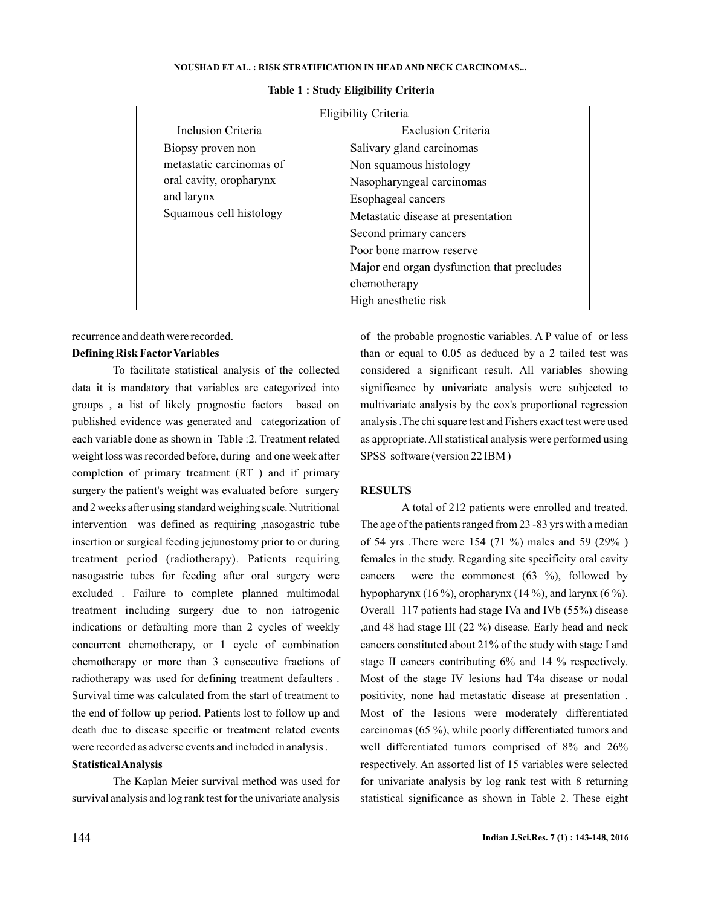**Table 1 : Study Eligibility Criteria**

| Eligibility Criteria | |
|---|---|
| Inclusion Criteria | Exclusion Criteria |
| Biopsy proven non metastatic carcinomas of oral cavity, oropharynx and larynx<br>Squamous cell histology | Salivary gland carcinomas<br>Non squamous histology<br>Nasopharyngeal carcinomas<br>Esophageal cancers<br>Metastatic disease at presentation<br>Second primary cancers<br>Poor bone marrow reserve<br>Major end organ dysfunction that precludes chemotherapy<br>High anesthetic risk |

recurrence and death were recorded.

**Defining Risk Factor Variables**

To facilitate statistical analysis of the collected data it is mandatory that variables are categorized into groups , a list of likely prognostic factors based on published evidence was generated and categorization of each variable done as shown in Table :2. Treatment related weight loss was recorded before, during and one week after completion of primary treatment (RT ) and if primary surgery the patient's weight was evaluated before surgery and 2 weeks after using standard weighing scale. Nutritional intervention was defined as requiring ,nasogastric tube insertion or surgical feeding jejunostomy prior to or during treatment period (radiotherapy). Patients requiring nasogastric tubes for feeding after oral surgery were excluded . Failure to complete planned multimodal treatment including surgery due to non iatrogenic indications or defaulting more than 2 cycles of weekly concurrent chemotherapy, or 1 cycle of combination chemotherapy or more than 3 consecutive fractions of radiotherapy was used for defining treatment defaulters . Survival time was calculated from the start of treatment to the end of follow up period. Patients lost to follow up and death due to disease specific or treatment related events were recorded as adverse events and included in analysis .

**Statistical Analysis**

The Kaplan Meier survival method was used for survival analysis and log rank test for the univariate analysis of the probable prognostic variables. A P value of or less than or equal to 0.05 as deduced by a 2 tailed test was considered a significant result. All variables showing significance by univariate analysis were subjected to multivariate analysis by the cox's proportional regression analysis .The chi square test and Fishers exact test were used as appropriate. All statistical analysis were performed using SPSS software (version 22 IBM )

**RESULTS**

A total of 212 patients were enrolled and treated. The age of the patients ranged from 23 -83 yrs with a median of 54 yrs .There were 154 (71 %) males and 59 (29% ) females in the study. Regarding site specificity oral cavity cancers were the commonest (63 %), followed by hypopharynx (16 %), oropharynx (14 %), and larynx (6 %). Overall 117 patients had stage IVa and IVb (55%) disease ,and 48 had stage III (22 %) disease. Early head and neck cancers constituted about 21% of the study with stage I and stage II cancers contributing 6% and 14 % respectively. Most of the stage IV lesions had T4a disease or nodal positivity, none had metastatic disease at presentation . Most of the lesions were moderately differentiated carcinomas (65 %), while poorly differentiated tumors and well differentiated tumors comprised of 8% and 26% respectively. An assorted list of 15 variables were selected for univariate analysis by log rank test with 8 returning statistical significance as shown in Table 2. These eight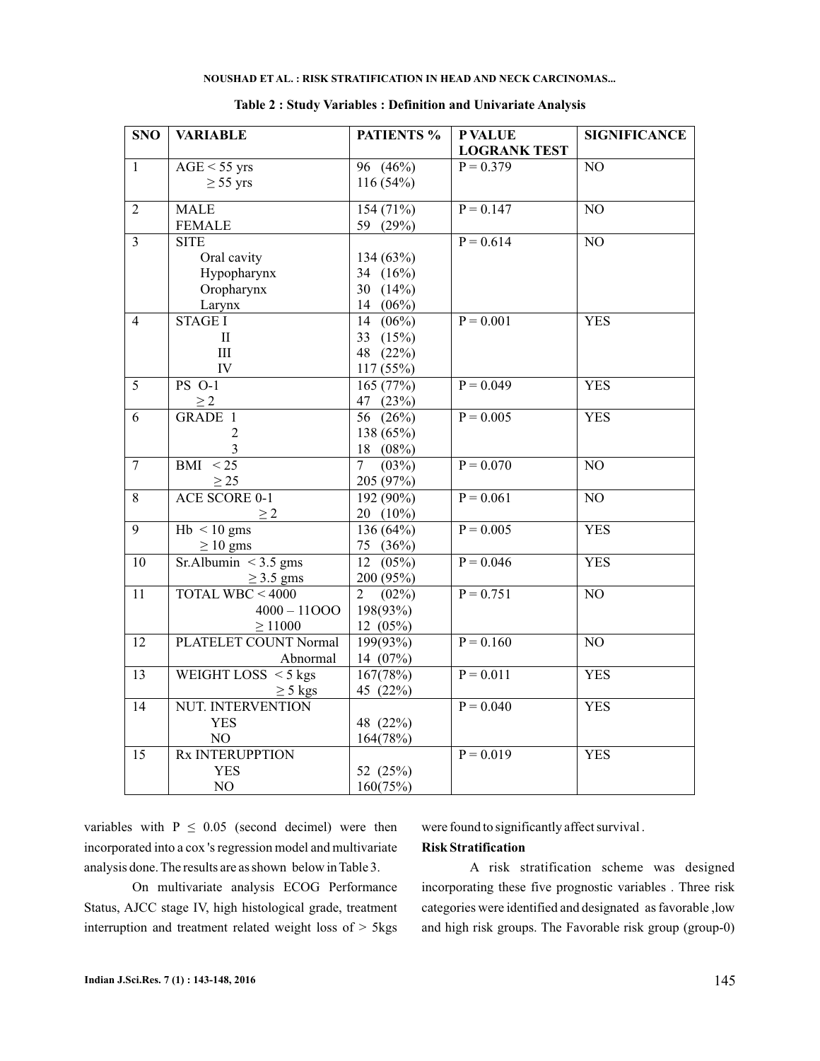**Table 2 : Study Variables : Definition and Univariate Analysis**

| SNO | VARIABLE | PATIENTS % | P VALUE LOGRANK TEST | SIGNIFICANCE |
|---|---|---|---|---|
| 1 | AGE < 55 yrs<br>≥ 55 yrs | 96 (46%)<br>116 (54%) | P = 0.379 | NO |
| 2 | MALE<br>FEMALE | 154 (71%)<br>59 (29%) | P = 0.147 | NO |
| 3 | SITE<br>Oral cavity<br>Hypopharynx<br>Oropharynx<br>Larynx | <br>134 (63%)<br>34 (16%)<br>30 (14%)<br>14 (06%) | P = 0.614 | NO |
| 4 | STAGE I<br>II<br>III<br>IV | 14 (06%)<br>33 (15%)<br>48 (22%)<br>117 (55%) | P = 0.001 | YES |
| 5 | PS O-1<br>≥ 2 | 165 (77%)<br>47 (23%) | P = 0.049 | YES |
| 6 | GRADE 1<br>2<br>3 | 56 (26%)<br>138 (65%)<br>18 (08%) | P = 0.005 | YES |
| 7 | BMI < 25<br>≥ 25 | 7 (03%)<br>205 (97%) | P = 0.070 | NO |
| 8 | ACE SCORE 0-1<br>≥ 2 | 192 (90%)<br>20 (10%) | P = 0.061 | NO |
| 9 | Hb < 10 gms<br>≥ 10 gms | 136 (64%)<br>75 (36%) | P = 0.005 | YES |
| 10 | Sr.Albumin < 3.5 gms<br>≥ 3.5 gms | 12 (05%)<br>200 (95%) | P = 0.046 | YES |
| 11 | TOTAL WBC < 4000<br>4000 – 11OOO<br>≥ 11000 | 2 (02%)<br>198(93%)<br>12 (05%) | P = 0.751 | NO |
| 12 | PLATELET COUNT Normal<br>Abnormal | 199(93%)<br>14 (07%) | P = 0.160 | NO |
| 13 | WEIGHT LOSS < 5 kgs<br>≥ 5 kgs | 167(78%)<br>45 (22%) | P = 0.011 | YES |
| 14 | NUT. INTERVENTION<br>YES<br>NO | <br>48 (22%)<br>164(78%) | P = 0.040 | YES |
| 15 | Rx INTERUPPTION<br>YES<br>NO | <br>52 (25%)<br>160(75%) | P = 0.019 | YES |

variables with $P \leq 0.05$ (second decimel) were then incorporated into a cox 's regression model and multivariate analysis done. The results are as shown below in Table 3.

On multivariate analysis ECOG Performance Status, AJCC stage IV, high histological grade, treatment interruption and treatment related weight loss of > 5kgs were found to significantly affect survival .

**Risk Stratification**

A risk stratification scheme was designed incorporating these five prognostic variables . Three risk categories were identified and designated as favorable ,low and high risk groups. The Favorable risk group (group-0)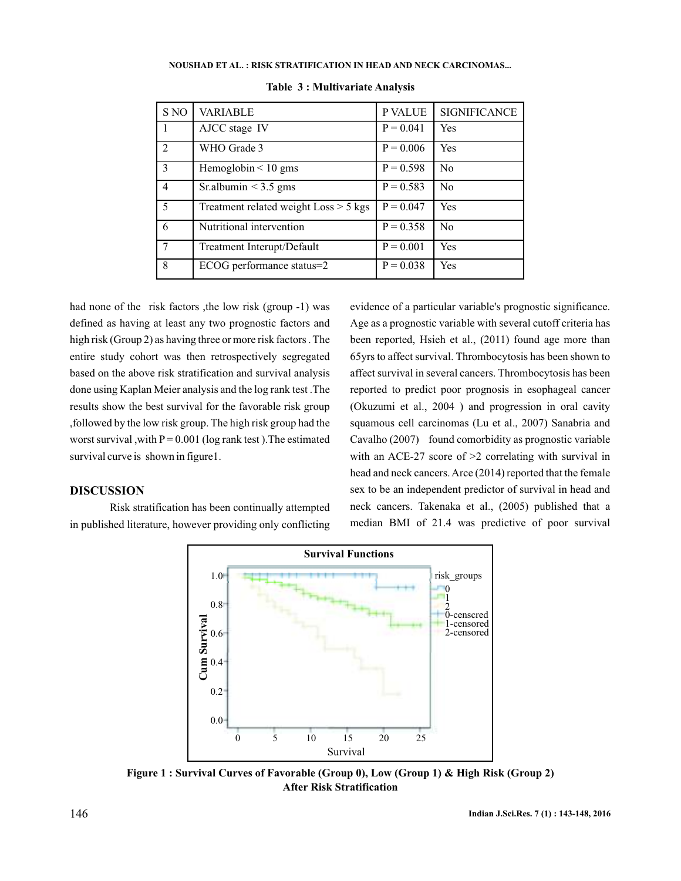Table 3 : Multivariate Analysis

| S NO | VARIABLE | P VALUE | SIGNIFICANCE |
|---|---|---|---|
| 1 | AJCC stage IV | P = 0.041 | Yes |
| 2 | WHO Grade 3 | P = 0.006 | Yes |
| 3 | Hemoglobin < 10 gms | P = 0.598 | No |
| 4 | Sr.albumin < 3.5 gms | P = 0.583 | No |
| 5 | Treatment related weight Loss > 5 kgs | P = 0.047 | Yes |
| 6 | Nutritional intervention | P = 0.358 | No |
| 7 | Treatment Interupt/Default | P = 0.001 | Yes |
| 8 | ECOG performance status=2 | P = 0.038 | Yes |

had none of the risk factors ,the low risk (group -1) was defined as having at least any two prognostic factors and high risk (Group 2) as having three or more risk factors . The entire study cohort was then retrospectively segregated based on the above risk stratification and survival analysis done using Kaplan Meier analysis and the log rank test .The results show the best survival for the favorable risk group ,followed by the low risk group. The high risk group had the worst survival ,with P = 0.001 (log rank test ).The estimated survival curve is shown in figure1.

## DISCUSSION

Risk stratification has been continually attempted in published literature, however providing only conflicting evidence of a particular variable's prognostic significance. Age as a prognostic variable with several cutoff criteria has been reported, Hsieh et al., (2011) found age more than 65yrs to affect survival. Thrombocytosis has been shown to affect survival in several cancers. Thrombocytosis has been reported to predict poor prognosis in esophageal cancer (Okuzumi et al., 2004 ) and progression in oral cavity squamous cell carcinomas (Lu et al., 2007) Sanabria and Cavalho (2007) found comorbidity as prognostic variable with an ACE-27 score of >2 correlating with survival in head and neck cancers. Arce (2014) reported that the female sex to be an independent predictor of survival in head and neck cancers. Takenaka et al., (2005) published that a median BMI of 21.4 was predictive of poor survival

Figure 1 : Survival Curves of Favorable (Group 0), Low (Group 1) & High Risk (Group 2) After Risk Stratification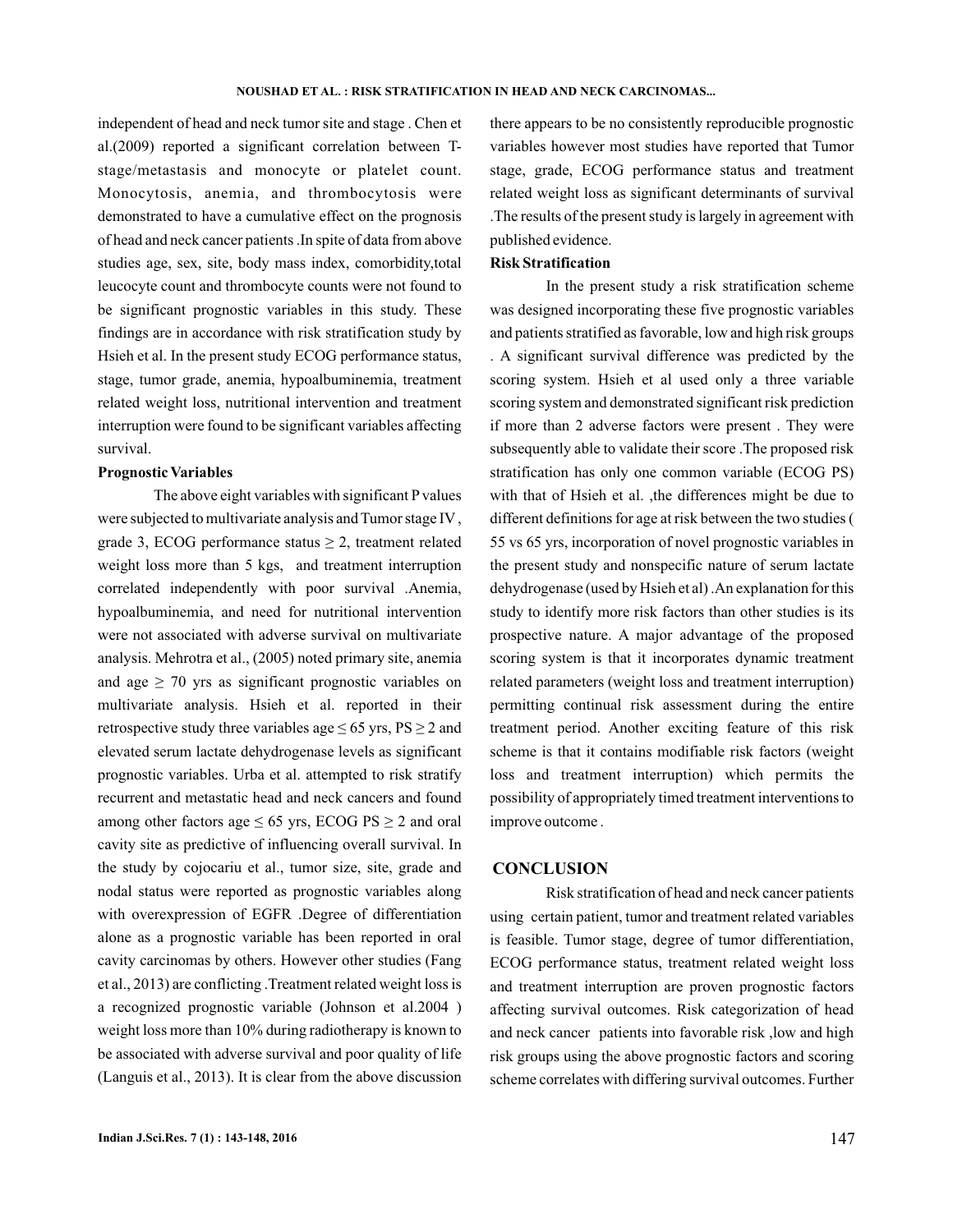independent of head and neck tumor site and stage . Chen et al.(2009) reported a significant correlation between T-stage/metastasis and monocyte or platelet count. Monocytosis, anemia, and thrombocytosis were demonstrated to have a cumulative effect on the prognosis of head and neck cancer patients .In spite of data from above studies age, sex, site, body mass index, comorbidity,total leucocyte count and thrombocyte counts were not found to be significant prognostic variables in this study. These findings are in accordance with risk stratification study by Hsieh et al. In the present study ECOG performance status, stage, tumor grade, anemia, hypoalbuminemia, treatment related weight loss, nutritional intervention and treatment interruption were found to be significant variables affecting survival.

### Prognostic Variables

The above eight variables with significant P values were subjected to multivariate analysis and Tumor stage IV , grade 3, ECOG performance status $\geq 2$, treatment related weight loss more than 5 kgs, and treatment interruption correlated independently with poor survival .Anemia, hypoalbuminemia, and need for nutritional intervention were not associated with adverse survival on multivariate analysis. Mehrotra et al., (2005) noted primary site, anemia and age $\geq 70$ yrs as significant prognostic variables on multivariate analysis. Hsieh et al. reported in their retrospective study three variables age $\leq 65$ yrs, PS $\geq 2$ and elevated serum lactate dehydrogenase levels as significant prognostic variables. Urba et al. attempted to risk stratify recurrent and metastatic head and neck cancers and found among other factors age $\leq 65$ yrs, ECOG PS $\geq 2$ and oral cavity site as predictive of influencing overall survival. In the study by cojocariu et al., tumor size, site, grade and nodal status were reported as prognostic variables along with overexpression of EGFR .Degree of differentiation alone as a prognostic variable has been reported in oral cavity carcinomas by others. However other studies (Fang et al., 2013) are conflicting .Treatment related weight loss is a recognized prognostic variable (Johnson et al.2004 ) weight loss more than 10% during radiotherapy is known to be associated with adverse survival and poor quality of life (Languis et al., 2013). It is clear from the above discussion there appears to be no consistently reproducible prognostic variables however most studies have reported that Tumor stage, grade, ECOG performance status and treatment related weight loss as significant determinants of survival .The results of the present study is largely in agreement with published evidence.

### Risk Stratification

In the present study a risk stratification scheme was designed incorporating these five prognostic variables and patients stratified as favorable, low and high risk groups . A significant survival difference was predicted by the scoring system. Hsieh et al used only a three variable scoring system and demonstrated significant risk prediction if more than 2 adverse factors were present . They were subsequently able to validate their score .The proposed risk stratification has only one common variable (ECOG PS) with that of Hsieh et al. ,the differences might be due to different definitions for age at risk between the two studies ( 55 vs 65 yrs, incorporation of novel prognostic variables in the present study and nonspecific nature of serum lactate dehydrogenase (used by Hsieh et al) .An explanation for this study to identify more risk factors than other studies is its prospective nature. A major advantage of the proposed scoring system is that it incorporates dynamic treatment related parameters (weight loss and treatment interruption) permitting continual risk assessment during the entire treatment period. Another exciting feature of this risk scheme is that it contains modifiable risk factors (weight loss and treatment interruption) which permits the possibility of appropriately timed treatment interventions to improve outcome .

## CONCLUSION

Risk stratification of head and neck cancer patients using certain patient, tumor and treatment related variables is feasible. Tumor stage, degree of tumor differentiation, ECOG performance status, treatment related weight loss and treatment interruption are proven prognostic factors affecting survival outcomes. Risk categorization of head and neck cancer patients into favorable risk ,low and high risk groups using the above prognostic factors and scoring scheme correlates with differing survival outcomes. Further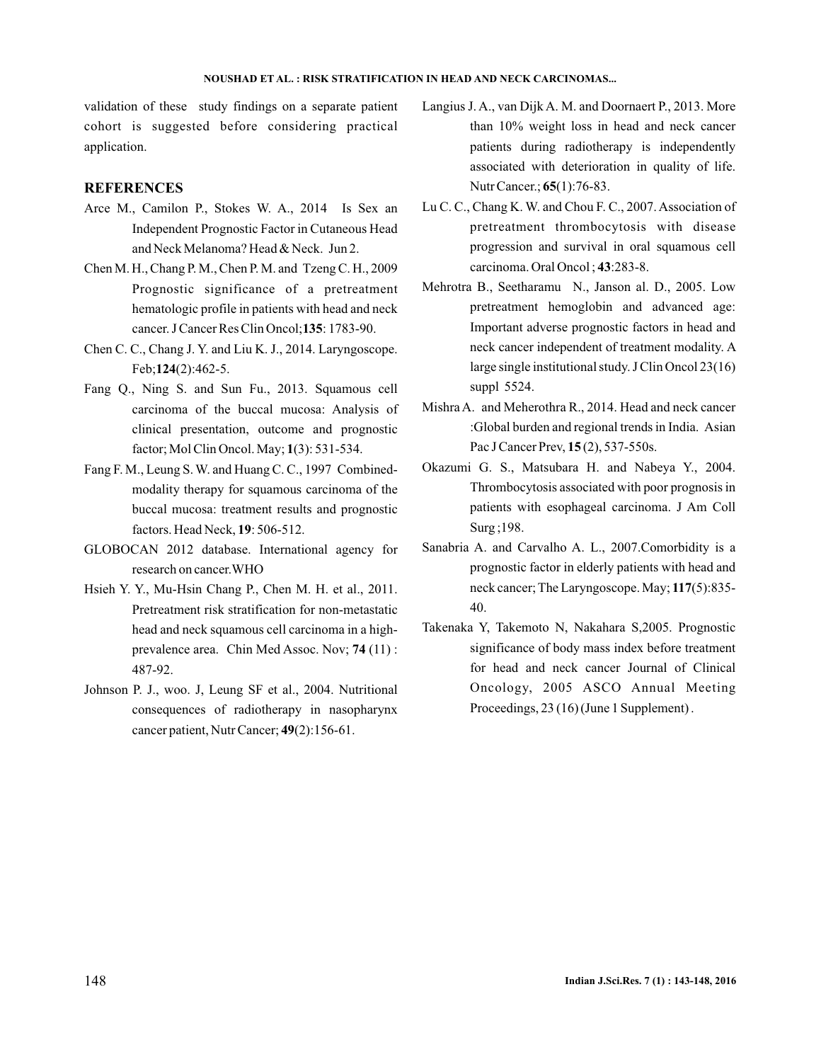validation of these study findings on a separate patient cohort is suggested before considering practical application.

## REFERENCES

Arce M., Camilon P., Stokes W. A., 2014 Is Sex an Independent Prognostic Factor in Cutaneous Head and Neck Melanoma? Head & Neck. Jun 2.

Chen M. H., Chang P. M., Chen P. M. and Tzeng C. H., 2009 Prognostic significance of a pretreatment hematologic profile in patients with head and neck cancer. J Cancer Res Clin Oncol;**135**: 1783-90.

Chen C. C., Chang J. Y. and Liu K. J., 2014. Laryngoscope. Feb;**124**(2):462-5.

Fang Q., Ning S. and Sun Fu., 2013. Squamous cell carcinoma of the buccal mucosa: Analysis of clinical presentation, outcome and prognostic factor; Mol Clin Oncol. May; **1**(3): 531-534.

Fang F. M., Leung S. W. and Huang C. C., 1997 Combined-modality therapy for squamous carcinoma of the buccal mucosa: treatment results and prognostic factors. Head Neck, **19**: 506-512.

GLOBOCAN 2012 database. International agency for research on cancer.WHO

Hsieh Y. Y., Mu-Hsin Chang P., Chen M. H. et al., 2011. Pretreatment risk stratification for non-metastatic head and neck squamous cell carcinoma in a high-prevalence area. Chin Med Assoc. Nov; **74** (11) : 487-92.

Johnson P. J., woo. J, Leung SF et al., 2004. Nutritional consequences of radiotherapy in nasopharynx cancer patient, Nutr Cancer; **49**(2):156-61.

Langius J. A., van Dijk A. M. and Doornaert P., 2013. More than 10% weight loss in head and neck cancer patients during radiotherapy is independently associated with deterioration in quality of life. Nutr Cancer.; **65**(1):76-83.

Lu C. C., Chang K. W. and Chou F. C., 2007. Association of pretreatment thrombocytosis with disease progression and survival in oral squamous cell carcinoma. Oral Oncol ; **43**:283-8.

Mehrotra B., Seetharamu N., Janson al. D., 2005. Low pretreatment hemoglobin and advanced age: Important adverse prognostic factors in head and neck cancer independent of treatment modality. A large single institutional study. J Clin Oncol 23(16) suppl 5524.

Mishra A. and Meherothra R., 2014. Head and neck cancer :Global burden and regional trends in India. Asian Pac J Cancer Prev, **15** (2), 537-550s.

Okazumi G. S., Matsubara H. and Nabeya Y., 2004. Thrombocytosis associated with poor prognosis in patients with esophageal carcinoma. J Am Coll Surg ;198.

Sanabria A. and Carvalho A. L., 2007.Comorbidity is a prognostic factor in elderly patients with head and neck cancer; The Laryngoscope. May; **117**(5):835-40.

Takenaka Y, Takemoto N, Nakahara S,2005. Prognostic significance of body mass index before treatment for head and neck cancer Journal of Clinical Oncology, 2005 ASCO Annual Meeting Proceedings, 23 (16) (June 1 Supplement) .